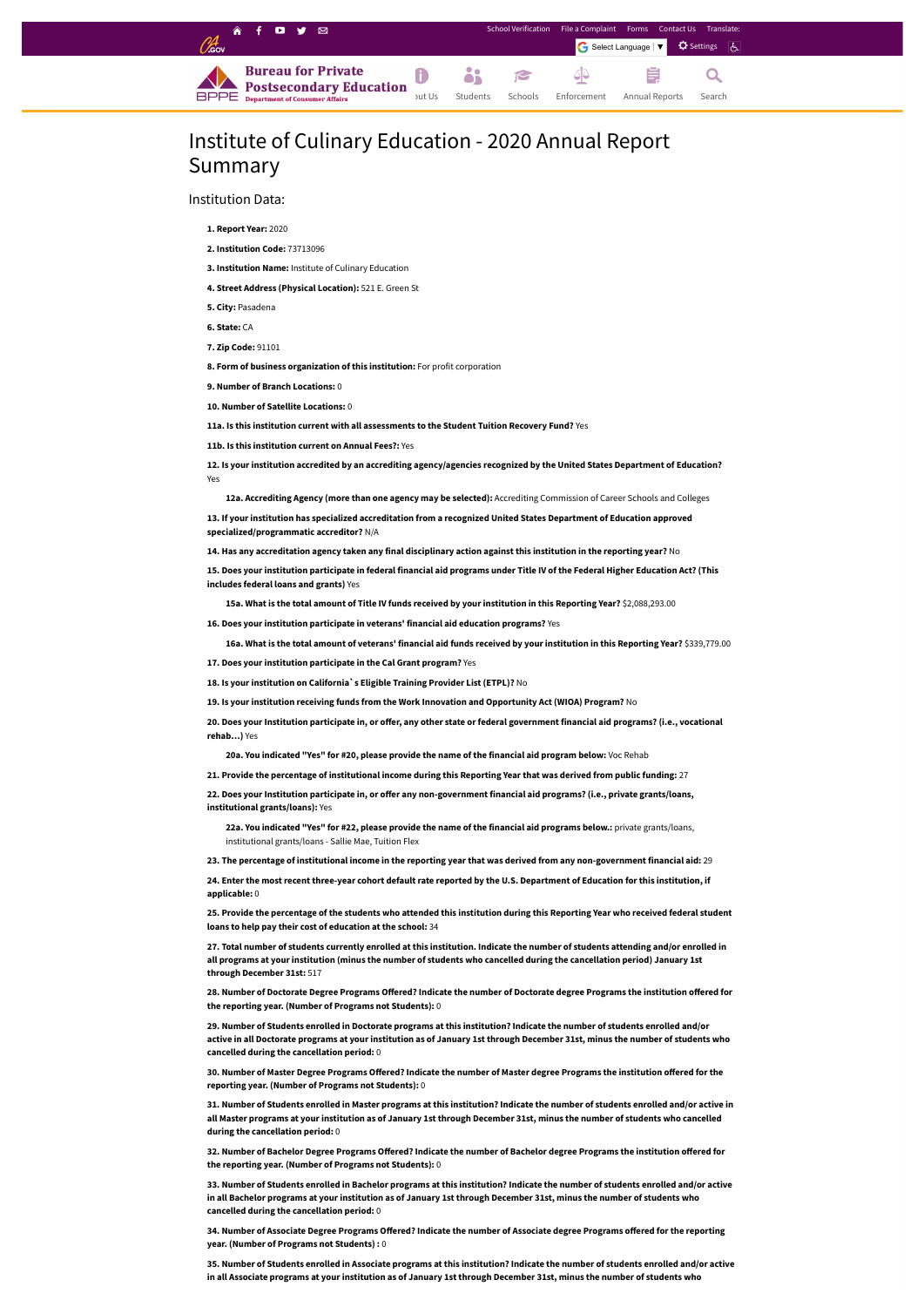# Institute of Culinary Education - 2020 Annual Report Summary

Institution Data:

**1. Report Year:** 2020

**2. Institution Code:** 73713096

**3. Institution Name:** Institute of Culinary Education

**4. Street Address (Physical Location):** 521 E. Green St

**5. City:** Pasadena

**6. State:** CA

**7. Zip Code:** 91101

**8. Form of business organization of this institution:** For profit corporation

**9. Number of Branch Locations:** 0

**10. Number of Satellite Locations:** 0

**11a. Is this institution current with all assessments to the Student Tuition Recovery Fund?** Yes

**11b. Is this institution current on Annual Fees?:** Yes

**12. Is your institution accredited by an accrediting agency/agencies recognized by the United States Department of Education?** Yes

**12a. Accrediting Agency (more than one agency may be selected):** Accrediting Commission of Career Schools and Colleges

**13. If your institution has specialized accreditation from a recognized United States Department of Education approved specialized/programmatic accreditor?** N/A

**14. Has any accreditation agency taken any final disciplinary action against this institution in the reporting year?** No

**15. Does your institution participate in federal financial aid programs under Title IV of the Federal Higher Education Act? (This includes federal loans and grants)** Yes

**15a. What is the total amount of Title IV funds received by your institution in this Reporting Year?** $2,088,293.00

**16. Does your institution participate in veterans' financial aid education programs?** Yes

**16a. What is the total amount of veterans' financial aid funds received by your institution in this Reporting Year?** $339,779.00

**17. Does your institution participate in the Cal Grant program?** Yes

**18. Is your institution on California`s Eligible Training Provider List (ETPL)?** No

**19. Is your institution receiving funds from the Work Innovation and Opportunity Act (WIOA) Program?** No

**20. Does your Institution participate in, or offer, any other state or federal government financial aid programs? (i.e., vocational rehab…)** Yes

**20a. You indicated "Yes" for #20, please provide the name of the financial aid program below:** Voc Rehab

**21. Provide the percentage of institutional income during this Reporting Year that was derived from public funding:** 27

**22. Does your Institution participate in, or offer any non-government financial aid programs? (i.e., private grants/loans, institutional grants/loans):** Yes

**22a. You indicated "Yes" for #22, please provide the name of the financial aid programs below.:** private grants/loans, institutional grants/loans - Sallie Mae, Tuition Flex

**23. The percentage of institutional income in the reporting year that was derived from any non-government financial aid:** 29

**24. Enter the most recent three-year cohort default rate reported by the U.S. Department of Education for this institution, if applicable:** 0

**25. Provide the percentage of the students who attended this institution during this Reporting Year who received federal student loans to help pay their cost of education at the school:** 34

**27. Total number of students currently enrolled at this institution. Indicate the number of students attending and/or enrolled in all programs at your institution (minus the number of students who cancelled during the cancellation period) January 1st through December 31st:** 517

**28. Number of Doctorate Degree Programs Offered? Indicate the number of Doctorate degree Programs the institution offered for the reporting year. (Number of Programs not Students):** 0

**29. Number of Students enrolled in Doctorate programs at this institution? Indicate the number of students enrolled and/or active in all Doctorate programs at your institution as of January 1st through December 31st, minus the number of students who cancelled during the cancellation period:** 0

**30. Number of Master Degree Programs Offered? Indicate the number of Master degree Programs the institution offered for the reporting year. (Number of Programs not Students):** 0

**31. Number of Students enrolled in Master programs at this institution? Indicate the number of students enrolled and/or active in all Master programs at your institution as of January 1st through December 31st, minus the number of students who cancelled during the cancellation period:** 0

**32. Number of Bachelor Degree Programs Offered? Indicate the number of Bachelor degree Programs the institution offered for the reporting year. (Number of Programs not Students):** 0

**33. Number of Students enrolled in Bachelor programs at this institution? Indicate the number of students enrolled and/or active in all Bachelor programs at your institution as of January 1st through December 31st, minus the number of students who cancelled during the cancellation period:** 0

**34. Number of Associate Degree Programs Offered? Indicate the number of Associate degree Programs offered for the reporting year. (Number of Programs not Students) :** 0

**35. Number of Students enrolled in Associate programs at this institution? Indicate the number of students enrolled and/or active in all Associate programs at your institution as of January 1st through December 31st, minus the number of students who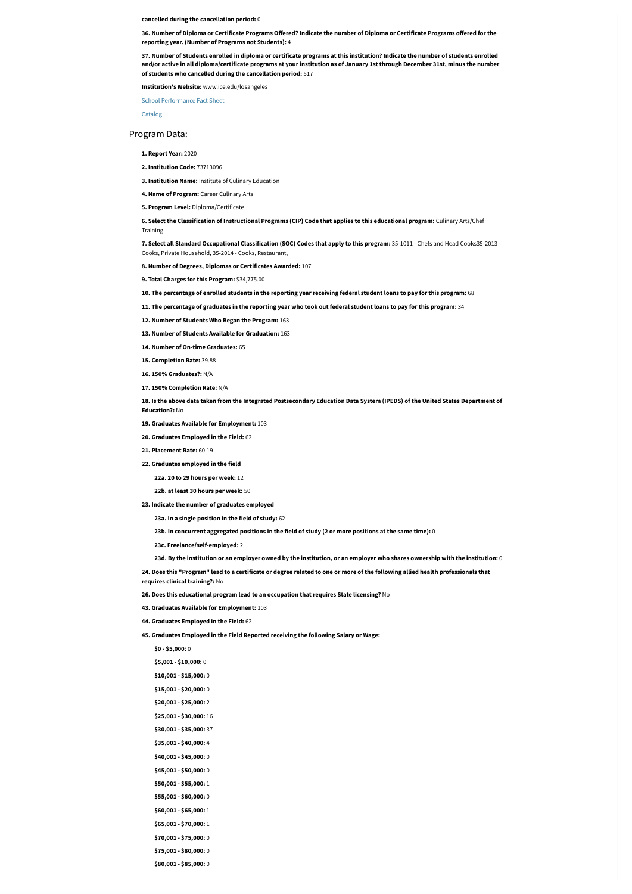**cancelled during the cancellation period:** 0

**36. Number of Diploma or Certificate Programs Offered? Indicate the number of Diploma or Certificate Programs offered for the reporting year. (Number of Programs not Students):** 4

**37. Number of Students enrolled in diploma or certificate programs at this institution? Indicate the number of students enrolled and/or active in all diploma/certificate programs at your institution as of January 1st through December 31st, minus the number of students who cancelled during the cancellation period:** 517

**Institution's Website:** www.ice.edu/losangeles

School Performance Fact Sheet

Catalog

## Program Data:

**1. Report Year:** 2020

**2. Institution Code:** 73713096

**3. Institution Name:** Institute of Culinary Education

**4. Name of Program:** Career Culinary Arts

**5. Program Level:** Diploma/Certificate

**6. Select the Classification of Instructional Programs (CIP) Code that applies to this educational program:** Culinary Arts/Chef Training.

**7. Select all Standard Occupational Classification (SOC) Codes that apply to this program:** 35-1011 - Chefs and Head Cooks35-2013 - Cooks, Private Household, 35-2014 - Cooks, Restaurant,

**8. Number of Degrees, Diplomas or Certificates Awarded:** 107

**9. Total Charges for this Program:** $34,775.00

**10. The percentage of enrolled students in the reporting year receiving federal student loans to pay for this program:** 68

**11. The percentage of graduates in the reporting year who took out federal student loans to pay for this program:** 34

**12. Number of Students Who Began the Program:** 163

**13. Number of Students Available for Graduation:** 163

**14. Number of On-time Graduates:** 65

**15. Completion Rate:** 39.88

**16. 150% Graduates?:** N/A

**17. 150% Completion Rate:** N/A

**18. Is the above data taken from the Integrated Postsecondary Education Data System (IPEDS) of the United States Department of Education?:** No

**19. Graduates Available for Employment:** 103

**20. Graduates Employed in the Field:** 62

**21. Placement Rate:** 60.19

**22. Graduates employed in the field**

- **22a. 20 to 29 hours per week:** 12
- **22b. at least 30 hours per week:** 50

**23. Indicate the number of graduates employed**

- **23a. In a single position in the field of study:** 62
- **23b. In concurrent aggregated positions in the field of study (2 or more positions at the same time):** 0
- **23c. Freelance/self-employed:** 2
- **23d. By the institution or an employer owned by the institution, or an employer who shares ownership with the institution:** 0

**24. Does this "Program" lead to a certificate or degree related to one or more of the following allied health professionals that requires clinical training?:** No

**26. Does this educational program lead to an occupation that requires State licensing?** No

**43. Graduates Available for Employment:** 103

**44. Graduates Employed in the Field:** 62

**45. Graduates Employed in the Field Reported receiving the following Salary or Wage:**

- **$0 - $5,000:** 0
- **$5,001 - $10,000:** 0
- **$10,001 - $15,000:** 0
- **$15,001 - $20,000:** 0
- **$20,001 - $25,000:** 2
- **$25,001 - $30,000:** 16
- **$30,001 - $35,000:** 37
- **$35,001 - $40,000:** 4
- **$40,001 - $45,000:** 0
- **$45,001 - $50,000:** 0
- **$50,001 - $55,000:** 1
- **$55,001 - $60,000:** 0
- **$60,001 - $65,000:** 1
- **$65,001 - $70,000:** 1
- **$70,001 - $75,000:** 0
- **$75,001 - $80,000:** 0
- **$80,001 - $85,000:** 0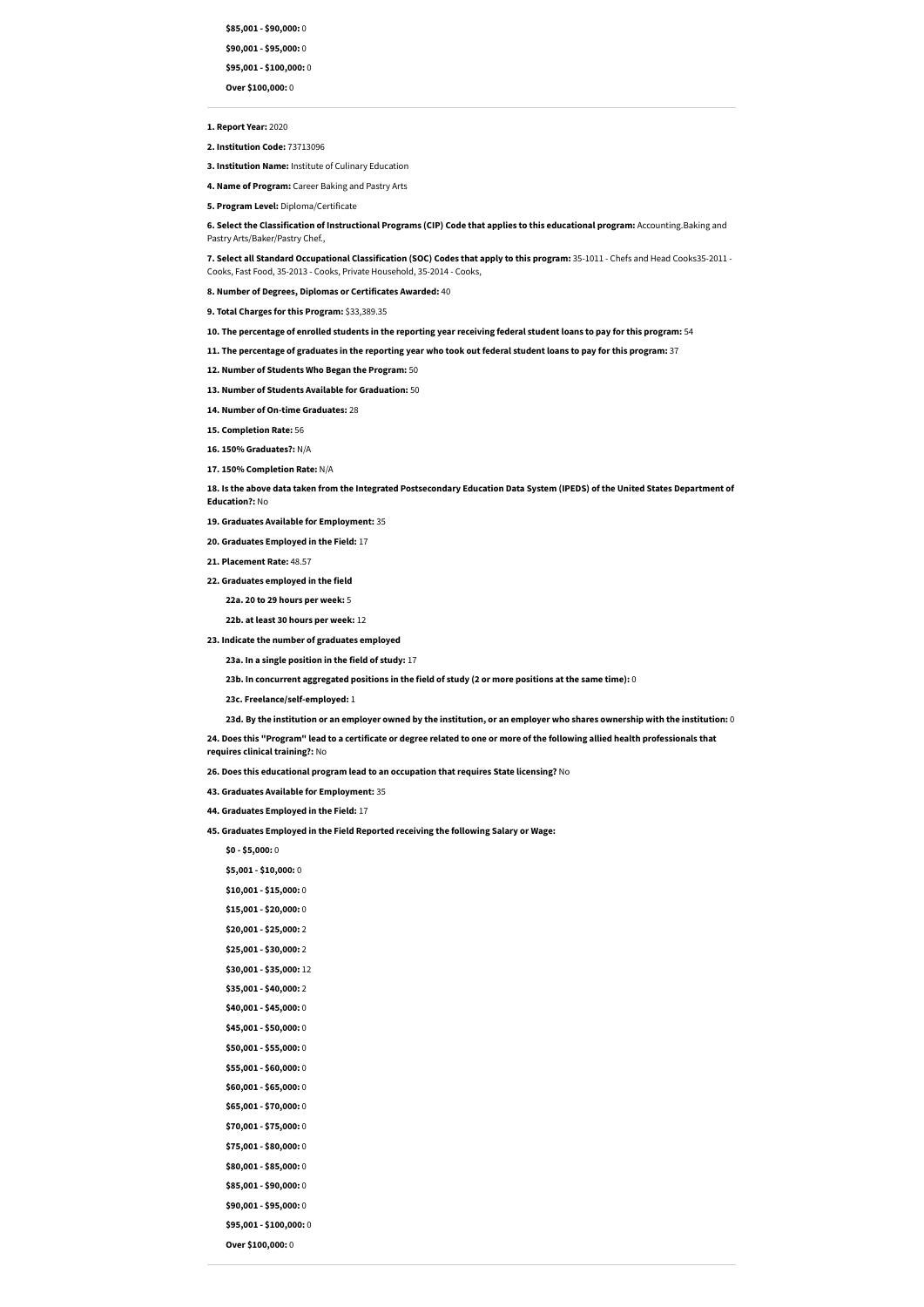**$85,001 - $90,000:** 0

**$90,001 - $95,000:** 0

**$95,001 - $100,000:** 0

**Over $100,000:** 0

---

**1. Report Year:** 2020

**2. Institution Code:** 73713096

**3. Institution Name:** Institute of Culinary Education

**4. Name of Program:** Career Baking and Pastry Arts

**5. Program Level:** Diploma/Certificate

**6. Select the Classification of Instructional Programs (CIP) Code that applies to this educational program:** Accounting.Baking and Pastry Arts/Baker/Pastry Chef.,

**7. Select all Standard Occupational Classification (SOC) Codes that apply to this program:** 35-1011 - Chefs and Head Cooks35-2011 - Cooks, Fast Food, 35-2013 - Cooks, Private Household, 35-2014 - Cooks,

**8. Number of Degrees, Diplomas or Certificates Awarded:** 40

**9. Total Charges for this Program:** $33,389.35

**10. The percentage of enrolled students in the reporting year receiving federal student loans to pay for this program:** 54

**11. The percentage of graduates in the reporting year who took out federal student loans to pay for this program:** 37

**12. Number of Students Who Began the Program:** 50

**13. Number of Students Available for Graduation:** 50

**14. Number of On-time Graduates:** 28

**15. Completion Rate:** 56

**16. 150% Graduates?:** N/A

**17. 150% Completion Rate:** N/A

**18. Is the above data taken from the Integrated Postsecondary Education Data System (IPEDS) of the United States Department of Education?:** No

**19. Graduates Available for Employment:** 35

**20. Graduates Employed in the Field:** 17

**21. Placement Rate:** 48.57

**22. Graduates employed in the field**

**22a. 20 to 29 hours per week:** 5

**22b. at least 30 hours per week:** 12

**23. Indicate the number of graduates employed**

**23a. In a single position in the field of study:** 17

**23b. In concurrent aggregated positions in the field of study (2 or more positions at the same time):** 0

**23c. Freelance/self-employed:** 1

**23d. By the institution or an employer owned by the institution, or an employer who shares ownership with the institution:** 0

**24. Does this "Program" lead to a certificate or degree related to one or more of the following allied health professionals that requires clinical training?:** No

**26. Does this educational program lead to an occupation that requires State licensing?** No

**43. Graduates Available for Employment:** 35

**44. Graduates Employed in the Field:** 17

**45. Graduates Employed in the Field Reported receiving the following Salary or Wage:**

**$0 - $5,000:** 0

**$5,001 - $10,000:** 0

**$10,001 - $15,000:** 0

**$15,001 - $20,000:** 0

**$20,001 - $25,000:** 2

**$25,001 - $30,000:** 2

**$30,001 - $35,000:** 12

**$35,001 - $40,000:** 2

**$40,001 - $45,000:** 0

**$45,001 - $50,000:** 0

**$50,001 - $55,000:** 0

**$55,001 - $60,000:** 0

**$60,001 - $65,000:** 0

**$65,001 - $70,000:** 0

**$70,001 - $75,000:** 0

**$75,001 - $80,000:** 0

**$80,001 - $85,000:** 0

**$85,001 - $90,000:** 0

**$90,001 - $95,000:** 0

**$95,001 - $100,000:** 0

**Over $100,000:** 0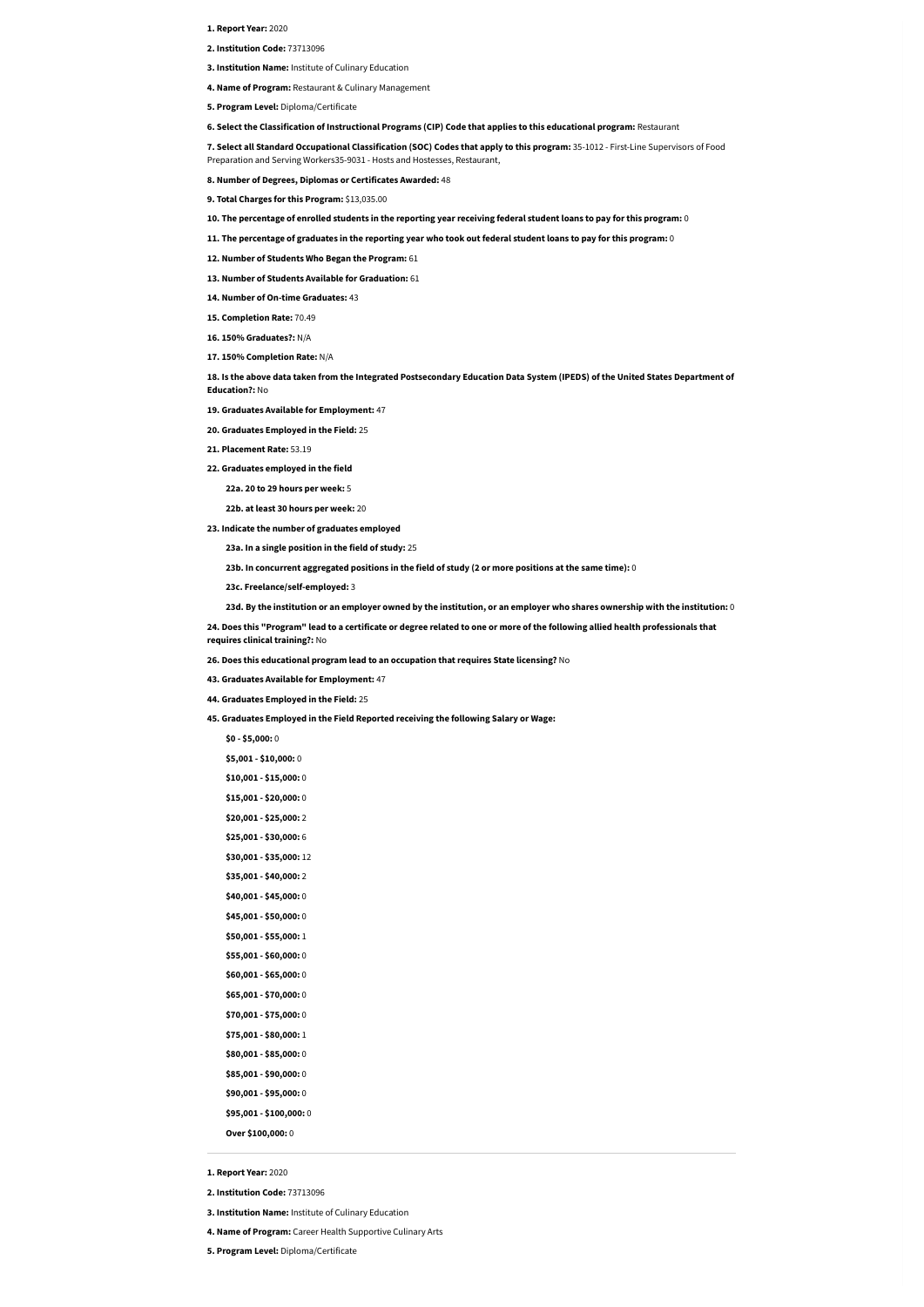**1. Report Year:** 2020

**2. Institution Code:** 73713096

**3. Institution Name:** Institute of Culinary Education

**4. Name of Program:** Restaurant & Culinary Management

**5. Program Level:** Diploma/Certificate

**6. Select the Classification of Instructional Programs (CIP) Code that applies to this educational program:** Restaurant

**7. Select all Standard Occupational Classification (SOC) Codes that apply to this program:** 35-1012 - First-Line Supervisors of Food Preparation and Serving Workers35-9031 - Hosts and Hostesses, Restaurant,

**8. Number of Degrees, Diplomas or Certificates Awarded:** 48

**9. Total Charges for this Program:** $13,035.00

**10. The percentage of enrolled students in the reporting year receiving federal student loans to pay for this program:** 0

**11. The percentage of graduates in the reporting year who took out federal student loans to pay for this program:** 0

**12. Number of Students Who Began the Program:** 61

**13. Number of Students Available for Graduation:** 61

**14. Number of On-time Graduates:** 43

**15. Completion Rate:** 70.49

**16. 150% Graduates?:** N/A

**17. 150% Completion Rate:** N/A

**18. Is the above data taken from the Integrated Postsecondary Education Data System (IPEDS) of the United States Department of Education?:** No

**19. Graduates Available for Employment:** 47

**20. Graduates Employed in the Field:** 25

**21. Placement Rate:** 53.19

**22. Graduates employed in the field**

- **22a. 20 to 29 hours per week:** 5
- **22b. at least 30 hours per week:** 20

**23. Indicate the number of graduates employed**

- **23a. In a single position in the field of study:** 25
- **23b. In concurrent aggregated positions in the field of study (2 or more positions at the same time):** 0
- **23c. Freelance/self-employed:** 3
- **23d. By the institution or an employer owned by the institution, or an employer who shares ownership with the institution:** 0

**24. Does this "Program" lead to a certificate or degree related to one or more of the following allied health professionals that requires clinical training?:** No

**26. Does this educational program lead to an occupation that requires State licensing?** No

**43. Graduates Available for Employment:** 47

**44. Graduates Employed in the Field:** 25

**45. Graduates Employed in the Field Reported receiving the following Salary or Wage:**

- **$0 - $5,000:** 0
- **$5,001 - $10,000:** 0
- **$10,001 - $15,000:** 0
- **$15,001 - $20,000:** 0
- **$20,001 - $25,000:** 2
- **$25,001 - $30,000:** 6
- **$30,001 - $35,000:** 12
- **$35,001 - $40,000:** 2
- **$40,001 - $45,000:** 0
- **$45,001 - $50,000:** 0
- **$50,001 - $55,000:** 1
- **$55,001 - $60,000:** 0
- **$60,001 - $65,000:** 0
- **$65,001 - $70,000:** 0
- **$70,001 - $75,000:** 0
- **$75,001 - $80,000:** 1
- **$80,001 - $85,000:** 0
- **$85,001 - $90,000:** 0
- **$90,001 - $95,000:** 0
- **$95,001 - $100,000:** 0
- **Over $100,000:** 0

---

**1. Report Year:** 2020

**2. Institution Code:** 73713096

**3. Institution Name:** Institute of Culinary Education

**4. Name of Program:** Career Health Supportive Culinary Arts

**5. Program Level:** Diploma/Certificate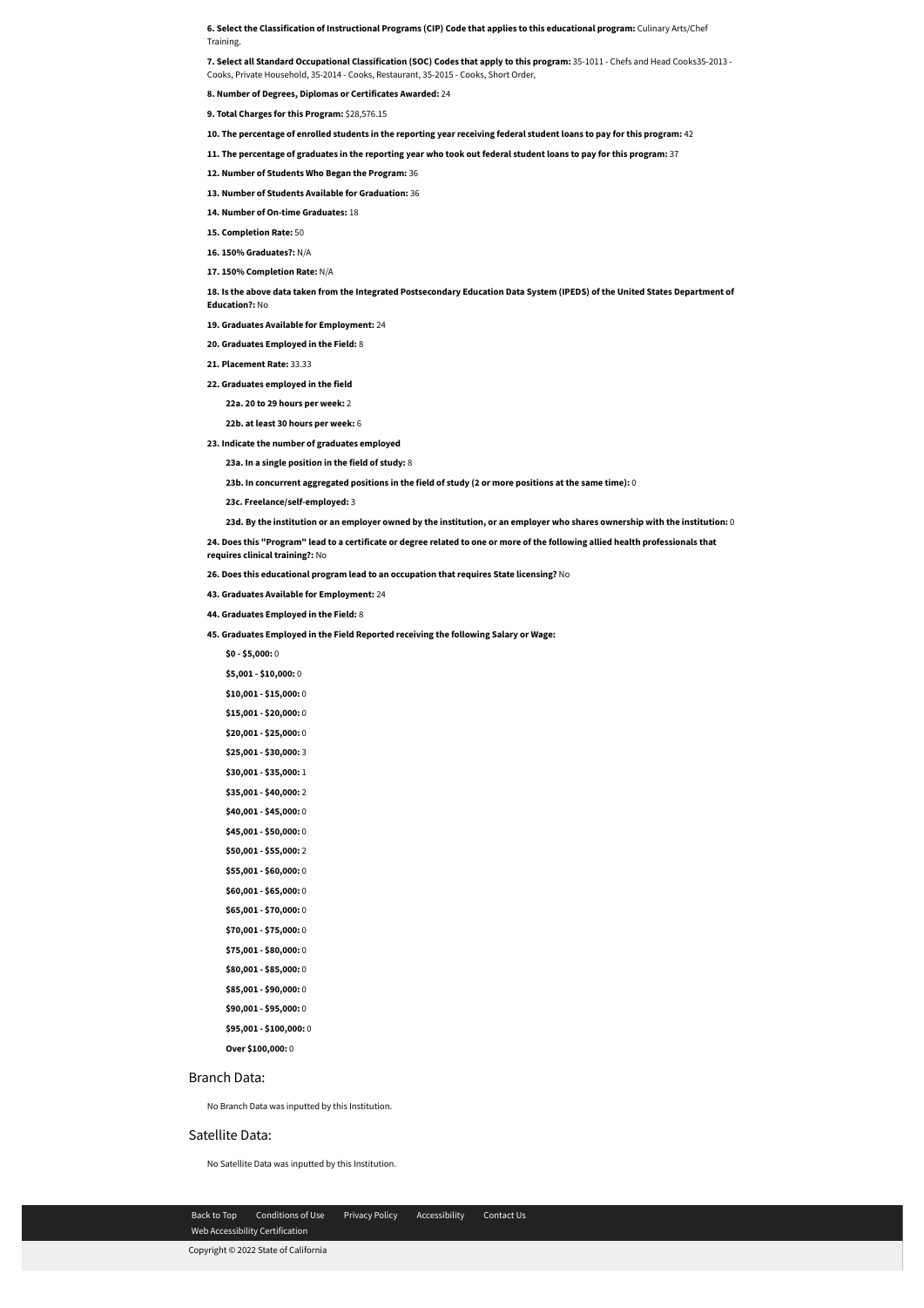**6. Select the Classification of Instructional Programs (CIP) Code that applies to this educational program:** Culinary Arts/Chef Training.

**7. Select all Standard Occupational Classification (SOC) Codes that apply to this program:** 35-1011 - Chefs and Head Cooks35-2013 - Cooks, Private Household, 35-2014 - Cooks, Restaurant, 35-2015 - Cooks, Short Order,

**8. Number of Degrees, Diplomas or Certificates Awarded:** 24

**9. Total Charges for this Program:** $28,576.15

**10. The percentage of enrolled students in the reporting year receiving federal student loans to pay for this program:** 42

**11. The percentage of graduates in the reporting year who took out federal student loans to pay for this program:** 37

**12. Number of Students Who Began the Program:** 36

**13. Number of Students Available for Graduation:** 36

**14. Number of On-time Graduates:** 18

**15. Completion Rate:** 50

**16. 150% Graduates?:** N/A

**17. 150% Completion Rate:** N/A

**18. Is the above data taken from the Integrated Postsecondary Education Data System (IPEDS) of the United States Department of Education?:** No

**19. Graduates Available for Employment:** 24

**20. Graduates Employed in the Field:** 8

**21. Placement Rate:** 33.33

**22. Graduates employed in the field**

**22a. 20 to 29 hours per week:** 2

**22b. at least 30 hours per week:** 6

**23. Indicate the number of graduates employed**

**23a. In a single position in the field of study:** 8

**23b. In concurrent aggregated positions in the field of study (2 or more positions at the same time):** 0

**23c. Freelance/self-employed:** 3

**23d. By the institution or an employer owned by the institution, or an employer who shares ownership with the institution:** 0

**24. Does this "Program" lead to a certificate or degree related to one or more of the following allied health professionals that requires clinical training?:** No

**26. Does this educational program lead to an occupation that requires State licensing?** No

**43. Graduates Available for Employment:** 24

**44. Graduates Employed in the Field:** 8

**45. Graduates Employed in the Field Reported receiving the following Salary or Wage:**

**$0 - $5,000:** 0

**$5,001 - $10,000:** 0

**$10,001 - $15,000:** 0

**$15,001 - $20,000:** 0

**$20,001 - $25,000:** 0

**$25,001 - $30,000:** 3

**$30,001 - $35,000:** 1

**$35,001 - $40,000:** 2

**$40,001 - $45,000:** 0

**$45,001 - $50,000:** 0

**$50,001 - $55,000:** 2

**$55,001 - $60,000:** 0

**$60,001 - $65,000:** 0

**$65,001 - $70,000:** 0

**$70,001 - $75,000:** 0

**$75,001 - $80,000:** 0

**$80,001 - $85,000:** 0

**$85,001 - $90,000:** 0

**$90,001 - $95,000:** 0

**$95,001 - $100,000:** 0

**Over $100,000:** 0

## Branch Data:

No Branch Data was inputted by this Institution.

## Satellite Data:

No Satellite Data was inputted by this Institution.

Back to Top | Conditions of Use | Privacy Policy | Accessibility | Contact Us
Web Accessibility Certification

Copyright © 2022 State of California